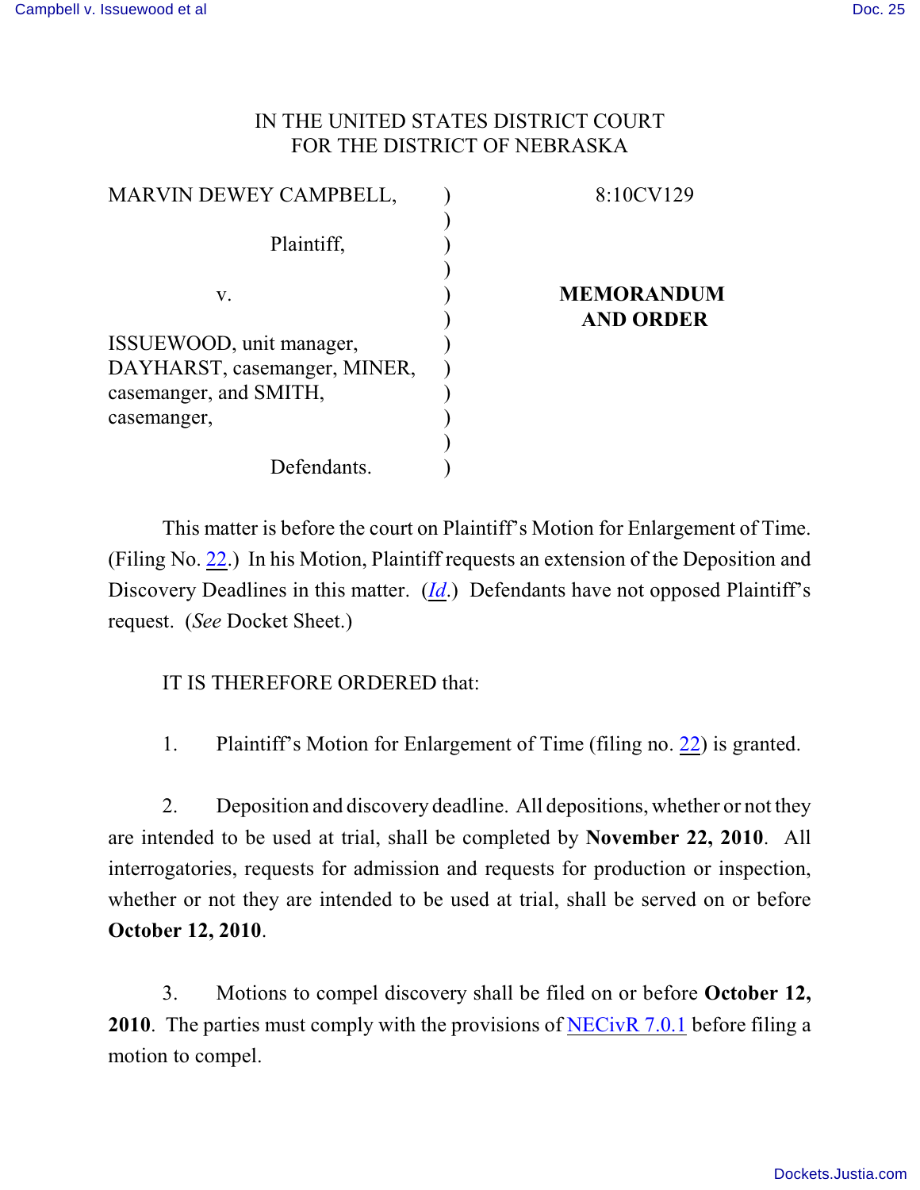IN THE UNITED STATES DISTRICT COURT
FOR THE DISTRICT OF NEBRASKA

| | | |
|---|---|---|
| MARVIN DEWEY CAMPBELL, | ) | 8:10CV129 |
| Plaintiff, | ) | |
| v. | ) | **MEMORANDUM AND ORDER** |
| ISSUEWOOD, unit manager, DAYHARST, casemanger, MINER, casemanger, and SMITH, casemanger, | ) | |
| Defendants. | ) | |

This matter is before the court on Plaintiff's Motion for Enlargement of Time. (Filing No. 22.) In his Motion, Plaintiff requests an extension of the Deposition and Discovery Deadlines in this matter. (*Id*.) Defendants have not opposed Plaintiff's request. (*See* Docket Sheet.)

IT IS THEREFORE ORDERED that:

1. Plaintiff's Motion for Enlargement of Time (filing no. 22) is granted.

2. Deposition and discovery deadline. All depositions, whether or not they are intended to be used at trial, shall be completed by **November 22, 2010**. All interrogatories, requests for admission and requests for production or inspection, whether or not they are intended to be used at trial, shall be served on or before **October 12, 2010**.

3. Motions to compel discovery shall be filed on or before **October 12, 2010**. The parties must comply with the provisions of NECivR 7.0.1 before filing a motion to compel.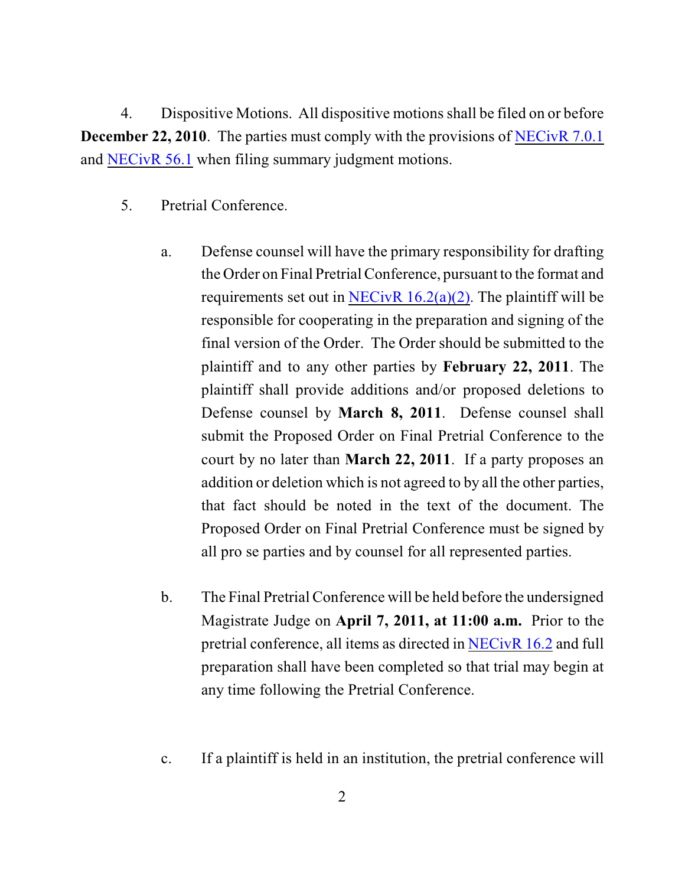4. Dispositive Motions. All dispositive motions shall be filed on or before **December 22, 2010**. The parties must comply with the provisions of NECivR 7.0.1 and NECivR 56.1 when filing summary judgment motions.

5. Pretrial Conference.

   a. Defense counsel will have the primary responsibility for drafting the Order on Final Pretrial Conference, pursuant to the format and requirements set out in NECivR 16.2(a)(2). The plaintiff will be responsible for cooperating in the preparation and signing of the final version of the Order. The Order should be submitted to the plaintiff and to any other parties by **February 22, 2011**. The plaintiff shall provide additions and/or proposed deletions to Defense counsel by **March 8, 2011**. Defense counsel shall submit the Proposed Order on Final Pretrial Conference to the court by no later than **March 22, 2011**. If a party proposes an addition or deletion which is not agreed to by all the other parties, that fact should be noted in the text of the document. The Proposed Order on Final Pretrial Conference must be signed by all pro se parties and by counsel for all represented parties.

   b. The Final Pretrial Conference will be held before the undersigned Magistrate Judge on **April 7, 2011, at 11:00 a.m.** Prior to the pretrial conference, all items as directed in NECivR 16.2 and full preparation shall have been completed so that trial may begin at any time following the Pretrial Conference.

   c. If a plaintiff is held in an institution, the pretrial conference will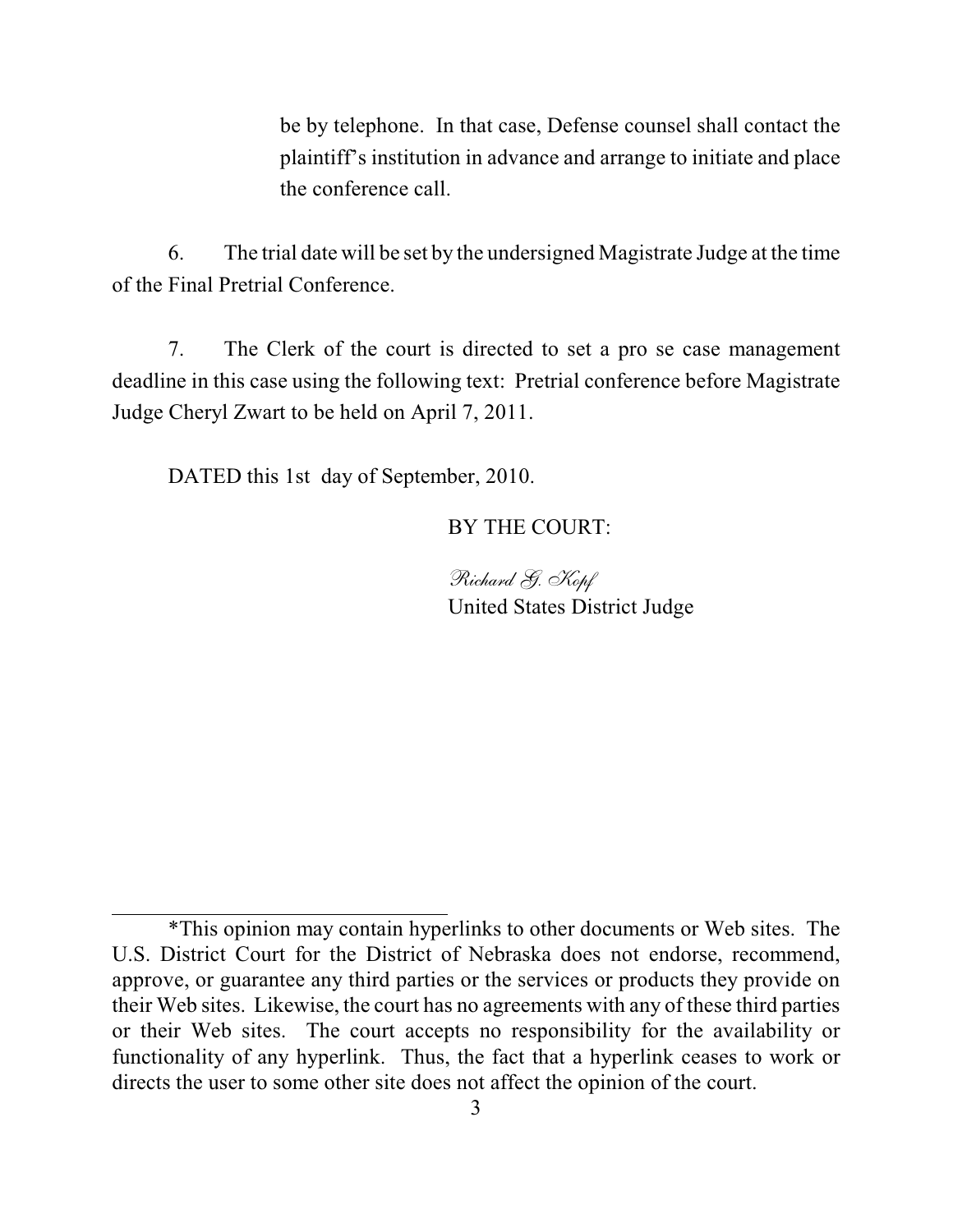be by telephone. In that case, Defense counsel shall contact the plaintiff's institution in advance and arrange to initiate and place the conference call.

6. The trial date will be set by the undersigned Magistrate Judge at the time of the Final Pretrial Conference.

7. The Clerk of the court is directed to set a pro se case management deadline in this case using the following text: Pretrial conference before Magistrate Judge Cheryl Zwart to be held on April 7, 2011.

DATED this 1st day of September, 2010.

BY THE COURT:

*Richard G. Kopf*
United States District Judge

---

*This opinion may contain hyperlinks to other documents or Web sites. The U.S. District Court for the District of Nebraska does not endorse, recommend, approve, or guarantee any third parties or the services or products they provide on their Web sites. Likewise, the court has no agreements with any of these third parties or their Web sites. The court accepts no responsibility for the availability or functionality of any hyperlink. Thus, the fact that a hyperlink ceases to work or directs the user to some other site does not affect the opinion of the court.